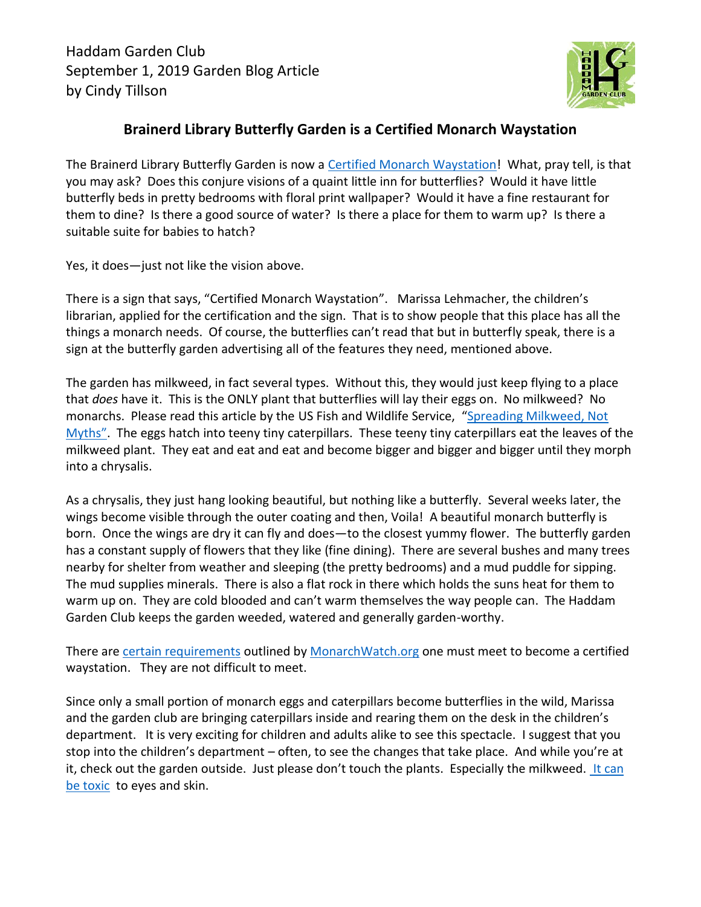Haddam Garden Club
September 1, 2019 Garden Blog Article
by Cindy Tillson

## Brainerd Library Butterfly Garden is a Certified Monarch Waystation

The Brainerd Library Butterfly Garden is now a [Certified Monarch Waystation](#)! What, pray tell, is that you may ask? Does this conjure visions of a quaint little inn for butterflies? Would it have little butterfly beds in pretty bedrooms with floral print wallpaper? Would it have a fine restaurant for them to dine? Is there a good source of water? Is there a place for them to warm up? Is there a suitable suite for babies to hatch?

Yes, it does—just not like the vision above.

There is a sign that says, "Certified Monarch Waystation". Marissa Lehmacher, the children's librarian, applied for the certification and the sign. That is to show people that this place has all the things a monarch needs. Of course, the butterflies can't read that but in butterfly speak, there is a sign at the butterfly garden advertising all of the features they need, mentioned above.

The garden has milkweed, in fact several types. Without this, they would just keep flying to a place that *does* have it. This is the ONLY plant that butterflies will lay their eggs on. No milkweed? No monarchs. Please read this article by the US Fish and Wildlife Service, ["Spreading Milkweed, Not Myths"](#). The eggs hatch into teeny tiny caterpillars. These teeny tiny caterpillars eat the leaves of the milkweed plant. They eat and eat and eat and become bigger and bigger and bigger until they morph into a chrysalis.

As a chrysalis, they just hang looking beautiful, but nothing like a butterfly. Several weeks later, the wings become visible through the outer coating and then, Voila! A beautiful monarch butterfly is born. Once the wings are dry it can fly and does—to the closest yummy flower. The butterfly garden has a constant supply of flowers that they like (fine dining). There are several bushes and many trees nearby for shelter from weather and sleeping (the pretty bedrooms) and a mud puddle for sipping. The mud supplies minerals. There is also a flat rock in there which holds the suns heat for them to warm up on. They are cold blooded and can't warm themselves the way people can. The Haddam Garden Club keeps the garden weeded, watered and generally garden-worthy.

There are [certain requirements](#) outlined by [MonarchWatch.org](#) one must meet to become a certified waystation. They are not difficult to meet.

Since only a small portion of monarch eggs and caterpillars become butterflies in the wild, Marissa and the garden club are bringing caterpillars inside and rearing them on the desk in the children's department. It is very exciting for children and adults alike to see this spectacle. I suggest that you stop into the children's department – often, to see the changes that take place. And while you're at it, check out the garden outside. Just please don't touch the plants. Especially the milkweed. [It can be toxic](#) to eyes and skin.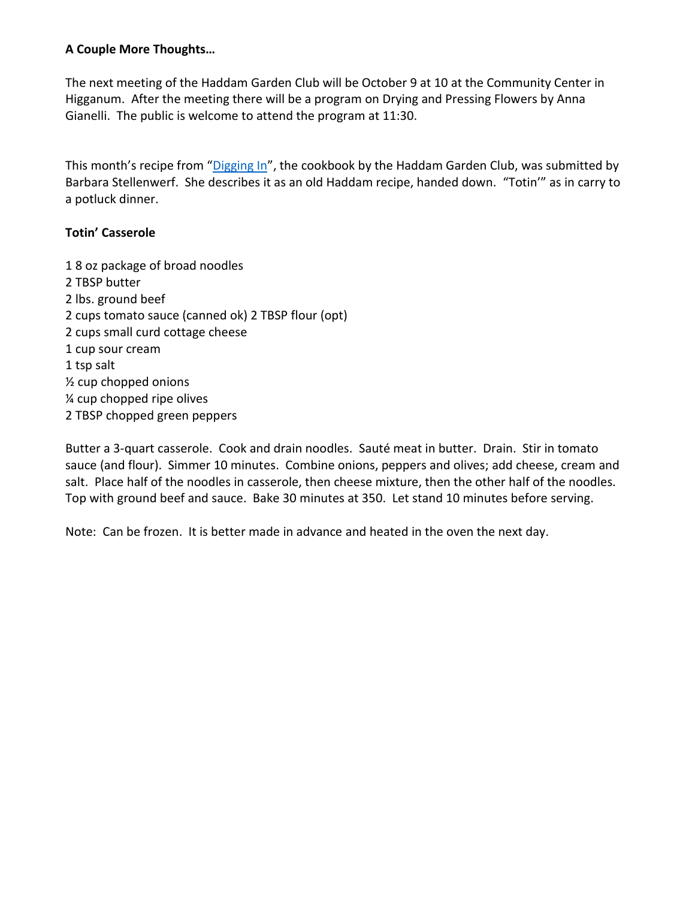**A Couple More Thoughts…**

The next meeting of the Haddam Garden Club will be October 9 at 10 at the Community Center in Higganum. After the meeting there will be a program on Drying and Pressing Flowers by Anna Gianelli. The public is welcome to attend the program at 11:30.

This month's recipe from "Digging In", the cookbook by the Haddam Garden Club, was submitted by Barbara Stellenwerf. She describes it as an old Haddam recipe, handed down. "Totin'" as in carry to a potluck dinner.

**Totin' Casserole**

1 8 oz package of broad noodles  
2 TBSP butter  
2 lbs. ground beef  
2 cups tomato sauce (canned ok) 2 TBSP flour (opt)  
2 cups small curd cottage cheese  
1 cup sour cream  
1 tsp salt  
½ cup chopped onions  
¼ cup chopped ripe olives  
2 TBSP chopped green peppers

Butter a 3-quart casserole. Cook and drain noodles. Sauté meat in butter. Drain. Stir in tomato sauce (and flour). Simmer 10 minutes. Combine onions, peppers and olives; add cheese, cream and salt. Place half of the noodles in casserole, then cheese mixture, then the other half of the noodles. Top with ground beef and sauce. Bake 30 minutes at 350. Let stand 10 minutes before serving.

Note: Can be frozen. It is better made in advance and heated in the oven the next day.